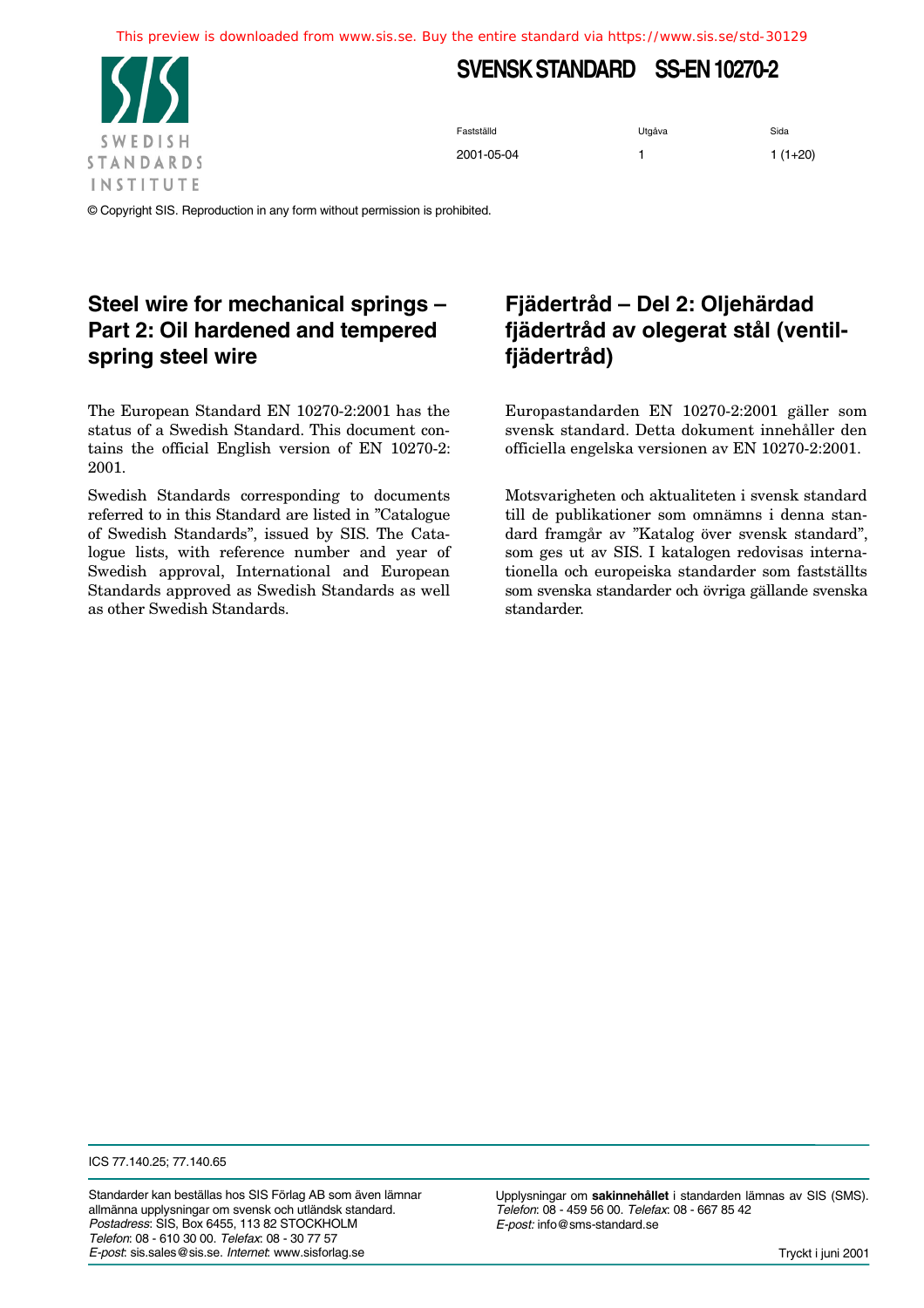This preview is downloaded from www.sis.se. Buy the entire standard via https://www.sis.se/std-30129

SWEDISH STANDARDS INSTITUTE

# SVENSK STANDARD SS-EN 10270-2

| Fastställd | Utgåva | Sida |
|---|---|---|
| 2001-05-04 | 1 | 1 (1+20) |

© Copyright SIS. Reproduction in any form without permission is prohibited.

## Steel wire for mechanical springs – Part 2: Oil hardened and tempered spring steel wire

The European Standard EN 10270-2:2001 has the status of a Swedish Standard. This document contains the official English version of EN 10270-2: 2001.

Swedish Standards corresponding to documents referred to in this Standard are listed in "Catalogue of Swedish Standards", issued by SIS. The Catalogue lists, with reference number and year of Swedish approval, International and European Standards approved as Swedish Standards as well as other Swedish Standards.

## Fjädertråd – Del 2: Oljehärdad fjädertråd av olegerat stål (ventilfjädertråd)

Europastandarden EN 10270-2:2001 gäller som svensk standard. Detta dokument innehåller den officiella engelska versionen av EN 10270-2:2001.

Motsvarigheten och aktualiteten i svensk standard till de publikationer som omnämns i denna standard framgår av "Katalog över svensk standard", som ges ut av SIS. I katalogen redovisas internationella och europeiska standarder som fastställts som svenska standarder och övriga gällande svenska standarder.

ICS 77.140.25; 77.140.65

Standarder kan beställas hos SIS Förlag AB som även lämnar allmänna upplysningar om svensk och utländsk standard.
*Postadress*: SIS, Box 6455, 113 82 STOCKHOLM
*Telefon*: 08 - 610 30 00. *Telefax*: 08 - 30 77 57
*E-post*: sis.sales@sis.se. *Internet*: www.sisforlag.se

Upplysningar om **sakinnehållet** i standarden lämnas av SIS (SMS).
*Telefon*: 08 - 459 56 00. *Telefax*: 08 - 667 85 42
*E-post:* info@sms-standard.se

Tryckt i juni 2001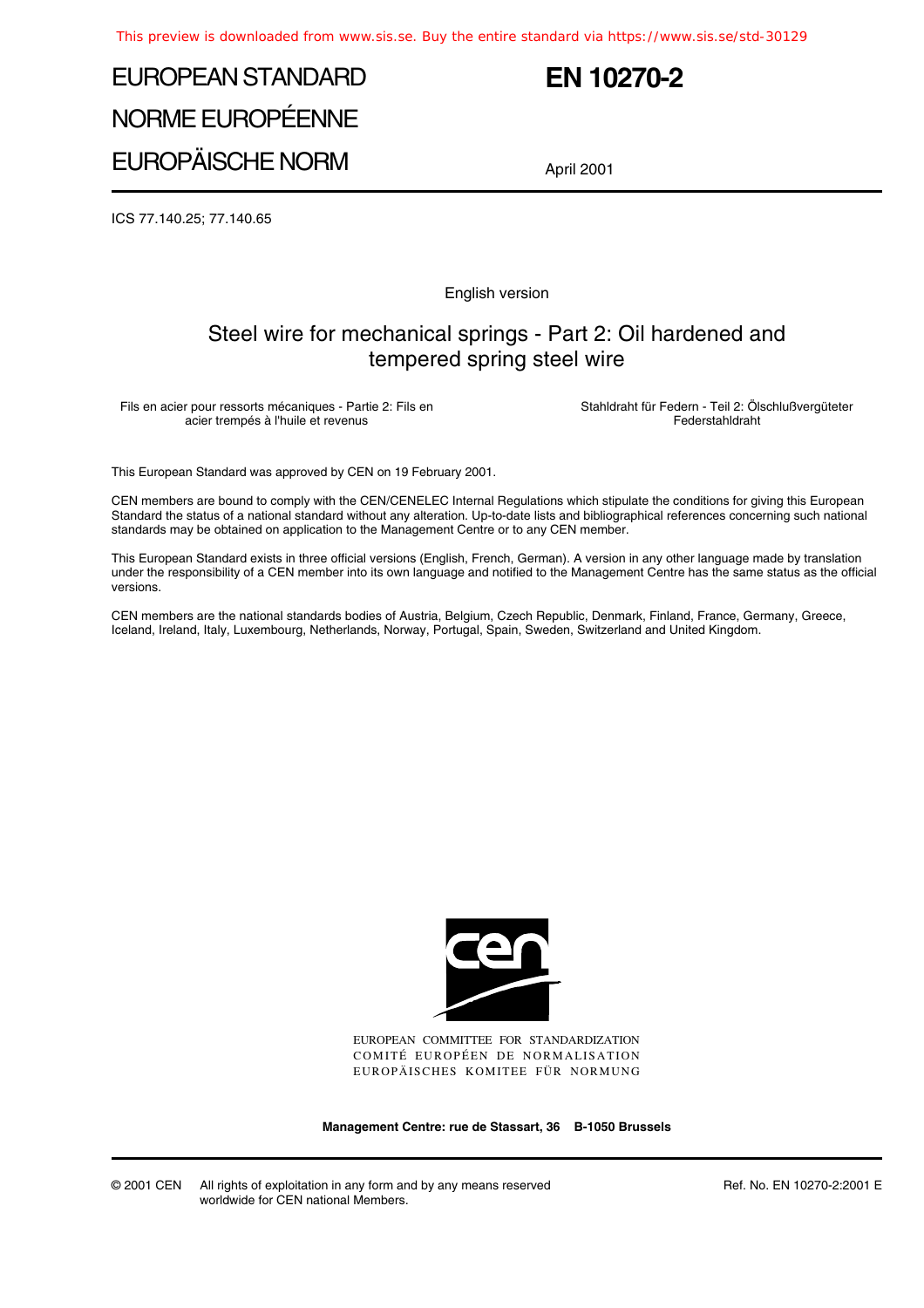# EUROPEAN STANDARD
# NORME EUROPÉENNE
# EUROPÄISCHE NORM

# EN 10270-2

April 2001

ICS 77.140.25; 77.140.65

English version

## Steel wire for mechanical springs - Part 2: Oil hardened and tempered spring steel wire

Fils en acier pour ressorts mécaniques - Partie 2: Fils en acier trempés à l'huile et revenus

Stahldraht für Federn - Teil 2: Ölschlußvergüteter Federstahldraht

This European Standard was approved by CEN on 19 February 2001.

CEN members are bound to comply with the CEN/CENELEC Internal Regulations which stipulate the conditions for giving this European Standard the status of a national standard without any alteration. Up-to-date lists and bibliographical references concerning such national standards may be obtained on application to the Management Centre or to any CEN member.

This European Standard exists in three official versions (English, French, German). A version in any other language made by translation under the responsibility of a CEN member into its own language and notified to the Management Centre has the same status as the official versions.

CEN members are the national standards bodies of Austria, Belgium, Czech Republic, Denmark, Finland, France, Germany, Greece, Iceland, Ireland, Italy, Luxembourg, Netherlands, Norway, Portugal, Spain, Sweden, Switzerland and United Kingdom.

EUROPEAN COMMITTEE FOR STANDARDIZATION
COMITÉ EUROPÉEN DE NORMALISATION
EUROPÄISCHES KOMITEE FÜR NORMUNG

**Management Centre: rue de Stassart, 36 B-1050 Brussels**

© 2001 CEN All rights of exploitation in any form and by any means reserved worldwide for CEN national Members.

Ref. No. EN 10270-2:2001 E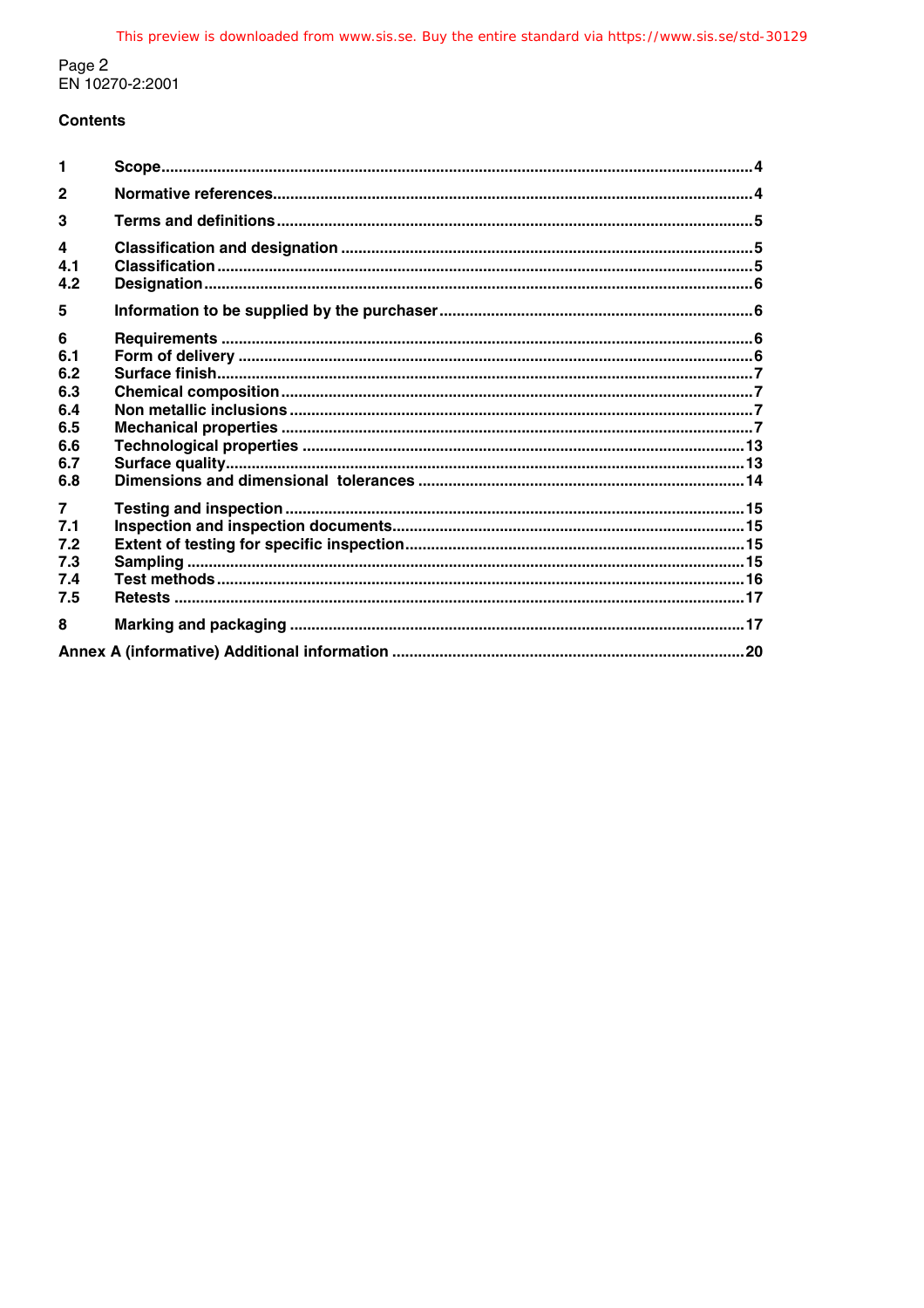## Contents

| | | |
|---|---|---|
| **1** | **Scope** | **4** |
| **2** | **Normative references** | **4** |
| **3** | **Terms and definitions** | **5** |
| **4** | **Classification and designation** | **5** |
| **4.1** | **Classification** | **5** |
| **4.2** | **Designation** | **6** |
| **5** | **Information to be supplied by the purchaser** | **6** |
| **6** | **Requirements** | **6** |
| **6.1** | **Form of delivery** | **6** |
| **6.2** | **Surface finish** | **7** |
| **6.3** | **Chemical composition** | **7** |
| **6.4** | **Non metallic inclusions** | **7** |
| **6.5** | **Mechanical properties** | **7** |
| **6.6** | **Technological properties** | **13** |
| **6.7** | **Surface quality** | **13** |
| **6.8** | **Dimensions and dimensional tolerances** | **14** |
| **7** | **Testing and inspection** | **15** |
| **7.1** | **Inspection and inspection documents** | **15** |
| **7.2** | **Extent of testing for specific inspection** | **15** |
| **7.3** | **Sampling** | **15** |
| **7.4** | **Test methods** | **16** |
| **7.5** | **Retests** | **17** |
| **8** | **Marking and packaging** | **17** |
| **Annex A (informative) Additional information** | | **20** |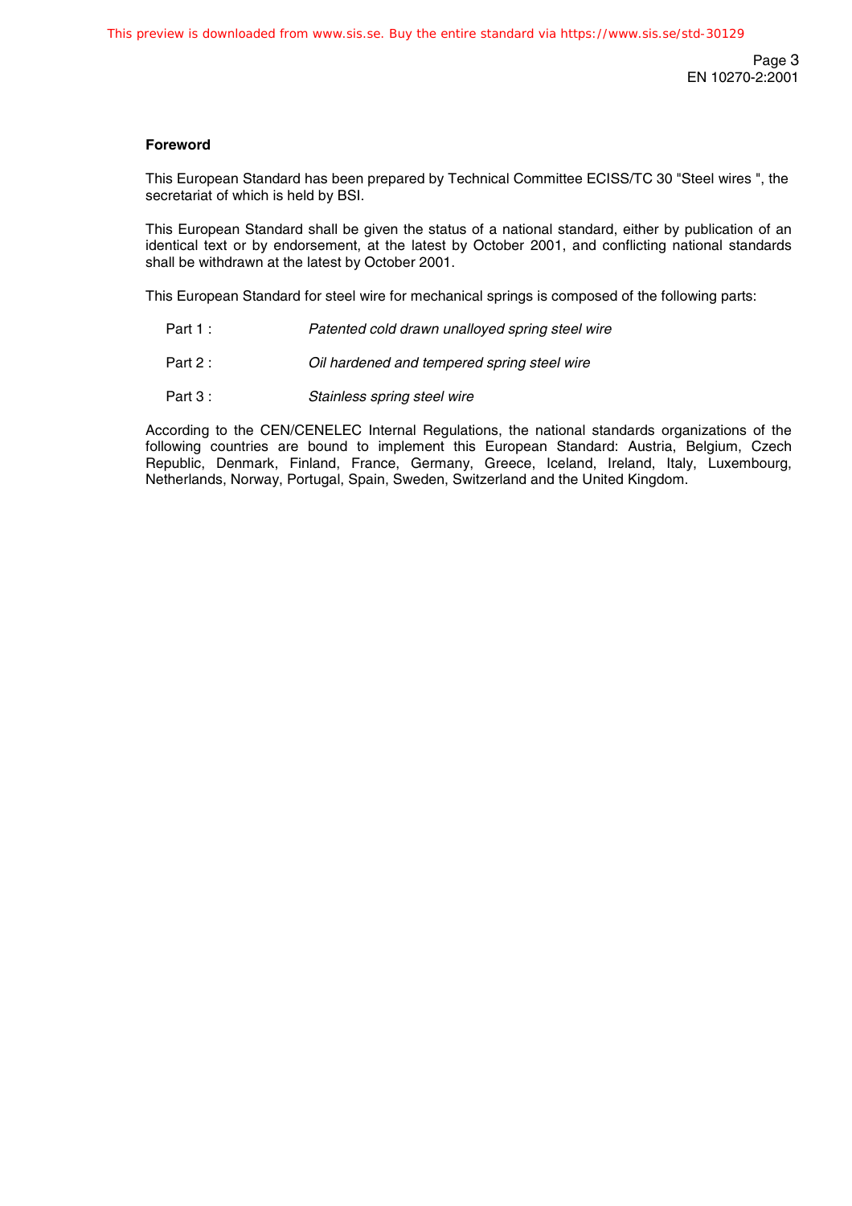## Foreword

This European Standard has been prepared by Technical Committee ECISS/TC 30 "Steel wires ", the secretariat of which is held by BSI.

This European Standard shall be given the status of a national standard, either by publication of an identical text or by endorsement, at the latest by October 2001, and conflicting national standards shall be withdrawn at the latest by October 2001.

This European Standard for steel wire for mechanical springs is composed of the following parts:

- Part 1 : *Patented cold drawn unalloyed spring steel wire*
- Part 2 : *Oil hardened and tempered spring steel wire*
- Part 3 : *Stainless spring steel wire*

According to the CEN/CENELEC Internal Regulations, the national standards organizations of the following countries are bound to implement this European Standard: Austria, Belgium, Czech Republic, Denmark, Finland, France, Germany, Greece, Iceland, Ireland, Italy, Luxembourg, Netherlands, Norway, Portugal, Spain, Sweden, Switzerland and the United Kingdom.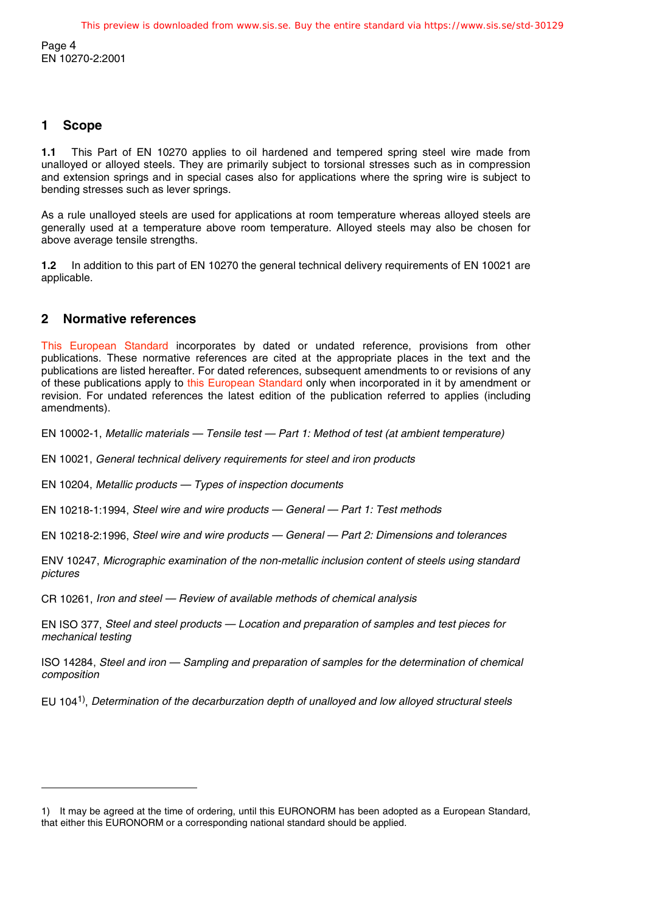## 1 Scope

**1.1** This Part of EN 10270 applies to oil hardened and tempered spring steel wire made from unalloyed or alloyed steels. They are primarily subject to torsional stresses such as in compression and extension springs and in special cases also for applications where the spring wire is subject to bending stresses such as lever springs.

As a rule unalloyed steels are used for applications at room temperature whereas alloyed steels are generally used at a temperature above room temperature. Alloyed steels may also be chosen for above average tensile strengths.

**1.2** In addition to this part of EN 10270 the general technical delivery requirements of EN 10021 are applicable.

## 2 Normative references

This European Standard incorporates by dated or undated reference, provisions from other publications. These normative references are cited at the appropriate places in the text and the publications are listed hereafter. For dated references, subsequent amendments to or revisions of any of these publications apply to this European Standard only when incorporated in it by amendment or revision. For undated references the latest edition of the publication referred to applies (including amendments).

EN 10002-1, *Metallic materials — Tensile test — Part 1: Method of test (at ambient temperature)*

EN 10021, *General technical delivery requirements for steel and iron products*

EN 10204, *Metallic products — Types of inspection documents*

EN 10218-1:1994, *Steel wire and wire products — General — Part 1: Test methods*

EN 10218-2:1996, *Steel wire and wire products — General — Part 2: Dimensions and tolerances*

ENV 10247, *Micrographic examination of the non-metallic inclusion content of steels using standard pictures*

CR 10261, *Iron and steel — Review of available methods of chemical analysis*

EN ISO 377, *Steel and steel products — Location and preparation of samples and test pieces for mechanical testing*

ISO 14284, *Steel and iron — Sampling and preparation of samples for the determination of chemical composition*

EU 104[1)], *Determination of the decarburzation depth of unalloyed and low alloyed structural steels*

---

1) It may be agreed at the time of ordering, until this EURONORM has been adopted as a European Standard, that either this EURONORM or a corresponding national standard should be applied.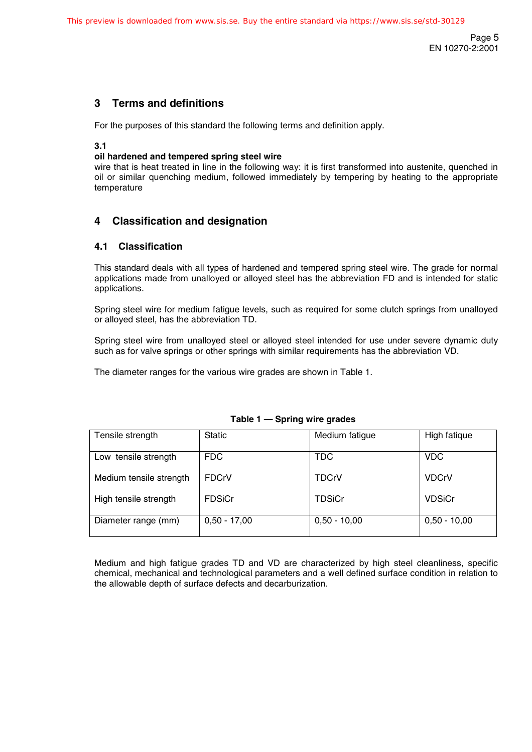## 3 Terms and definitions

For the purposes of this standard the following terms and definition apply.

**3.1**
**oil hardened and tempered spring steel wire**
wire that is heat treated in line in the following way: it is first transformed into austenite, quenched in oil or similar quenching medium, followed immediately by tempering by heating to the appropriate temperature

## 4 Classification and designation

### 4.1 Classification

This standard deals with all types of hardened and tempered spring steel wire. The grade for normal applications made from unalloyed or alloyed steel has the abbreviation FD and is intended for static applications.

Spring steel wire for medium fatigue levels, such as required for some clutch springs from unalloyed or alloyed steel, has the abbreviation TD.

Spring steel wire from unalloyed steel or alloyed steel intended for use under severe dynamic duty such as for valve springs or other springs with similar requirements has the abbreviation VD.

The diameter ranges for the various wire grades are shown in Table 1.

**Table 1 — Spring wire grades**

| Tensile strength | Static | Medium fatigue | High fatique |
|---|---|---|---|
| Low tensile strength | FDC | TDC | VDC |
| Medium tensile strength | FDCrV | TDCrV | VDCrV |
| High tensile strength | FDSiCr | TDSiCr | VDSiCr |
| Diameter range (mm) | 0,50 - 17,00 | 0,50 - 10,00 | 0,50 - 10,00 |

Medium and high fatigue grades TD and VD are characterized by high steel cleanliness, specific chemical, mechanical and technological parameters and a well defined surface condition in relation to the allowable depth of surface defects and decarburization.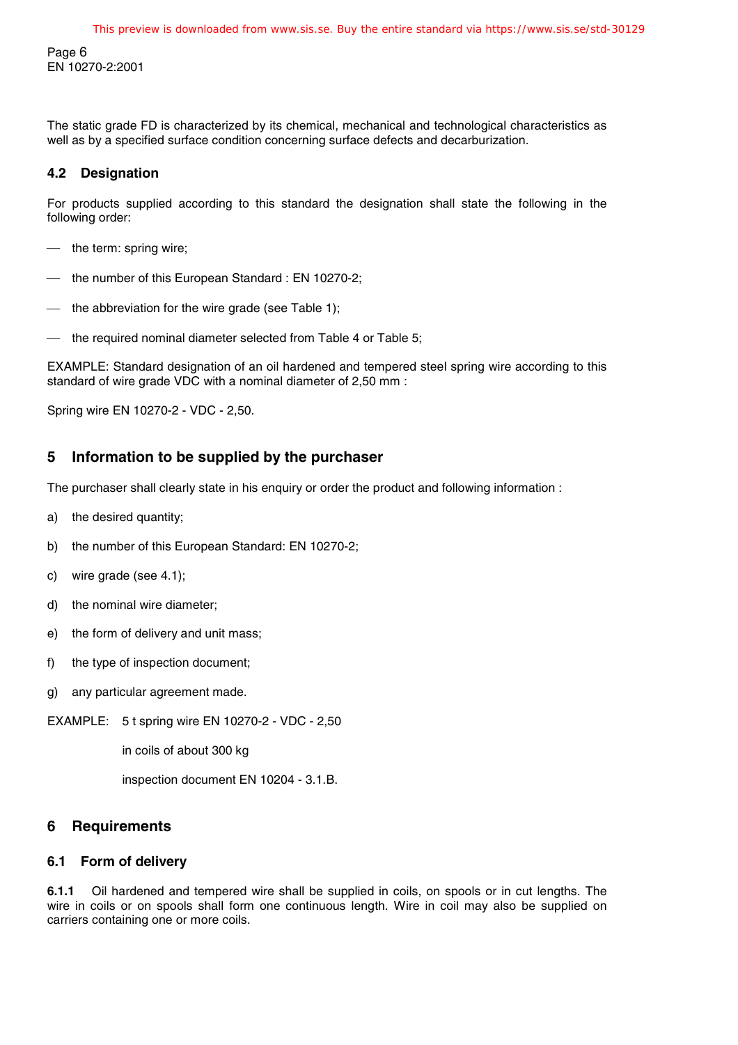The static grade FD is characterized by its chemical, mechanical and technological characteristics as well as by a specified surface condition concerning surface defects and decarburization.

### 4.2 Designation

For products supplied according to this standard the designation shall state the following in the following order:

- the term: spring wire;
- the number of this European Standard : EN 10270-2;
- the abbreviation for the wire grade (see Table 1);
- the required nominal diameter selected from Table 4 or Table 5;

EXAMPLE: Standard designation of an oil hardened and tempered steel spring wire according to this standard of wire grade VDC with a nominal diameter of 2,50 mm :

Spring wire EN 10270-2 - VDC - 2,50.

## 5 Information to be supplied by the purchaser

The purchaser shall clearly state in his enquiry or order the product and following information :

a) the desired quantity;

b) the number of this European Standard: EN 10270-2;

c) wire grade (see 4.1);

d) the nominal wire diameter;

e) the form of delivery and unit mass;

f) the type of inspection document;

g) any particular agreement made.

EXAMPLE: 5 t spring wire EN 10270-2 - VDC - 2,50

in coils of about 300 kg

inspection document EN 10204 - 3.1.B.

## 6 Requirements

### 6.1 Form of delivery

**6.1.1** Oil hardened and tempered wire shall be supplied in coils, on spools or in cut lengths. The wire in coils or on spools shall form one continuous length. Wire in coil may also be supplied on carriers containing one or more coils.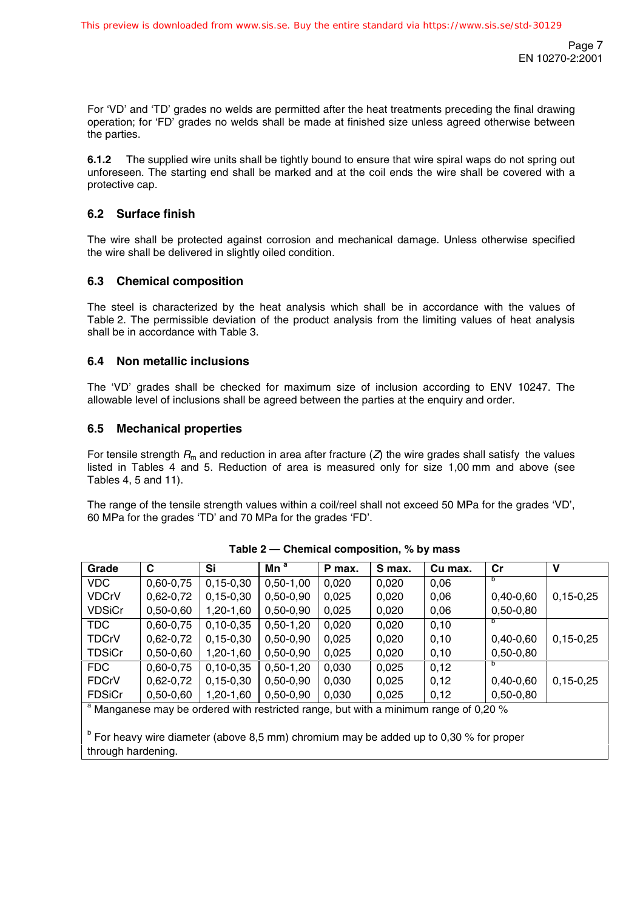For 'VD' and 'TD' grades no welds are permitted after the heat treatments preceding the final drawing operation; for 'FD' grades no welds shall be made at finished size unless agreed otherwise between the parties.

**6.1.2** The supplied wire units shall be tightly bound to ensure that wire spiral waps do not spring out unforeseen. The starting end shall be marked and at the coil ends the wire shall be covered with a protective cap.

### 6.2 Surface finish

The wire shall be protected against corrosion and mechanical damage. Unless otherwise specified the wire shall be delivered in slightly oiled condition.

### 6.3 Chemical composition

The steel is characterized by the heat analysis which shall be in accordance with the values of Table 2. The permissible deviation of the product analysis from the limiting values of heat analysis shall be in accordance with Table 3.

### 6.4 Non metallic inclusions

The 'VD' grades shall be checked for maximum size of inclusion according to ENV 10247. The allowable level of inclusions shall be agreed between the parties at the enquiry and order.

### 6.5 Mechanical properties

For tensile strength $R_m$ and reduction in area after fracture ($Z$) the wire grades shall satisfy the values listed in Tables 4 and 5. Reduction of area is measured only for size 1,00 mm and above (see Tables 4, 5 and 11).

The range of the tensile strength values within a coil/reel shall not exceed 50 MPa for the grades 'VD', 60 MPa for the grades 'TD' and 70 MPa for the grades 'FD'.

**Table 2 — Chemical composition, % by mass**

| Grade | C | Si | Mn [a] | P max. | S max. | Cu max. | Cr | V |
|---|---|---|---|---|---|---|---|---|
| VDC | 0,60-0,75 | 0,15-0,30 | 0,50-1,00 | 0,020 | 0,020 | 0,06 | [b] | |
| VDCrV | 0,62-0,72 | 0,15-0,30 | 0,50-0,90 | 0,025 | 0,020 | 0,06 | 0,40-0,60 | 0,15-0,25 |
| VDSiCr | 0,50-0,60 | 1,20-1,60 | 0,50-0,90 | 0,025 | 0,020 | 0,06 | 0,50-0,80 | |
| TDC | 0,60-0,75 | 0,10-0,35 | 0,50-1,20 | 0,020 | 0,020 | 0,10 | [b] | |
| TDCrV | 0,62-0,72 | 0,15-0,30 | 0,50-0,90 | 0,025 | 0,020 | 0,10 | 0,40-0,60 | 0,15-0,25 |
| TDSiCr | 0,50-0,60 | 1,20-1,60 | 0,50-0,90 | 0,025 | 0,020 | 0,10 | 0,50-0,80 | |
| FDC | 0,60-0,75 | 0,10-0,35 | 0,50-1,20 | 0,030 | 0,025 | 0,12 | [b] | |
| FDCrV | 0,62-0,72 | 0,15-0,30 | 0,50-0,90 | 0,030 | 0,025 | 0,12 | 0,40-0,60 | 0,15-0,25 |
| FDSiCr | 0,50-0,60 | 1,20-1,60 | 0,50-0,90 | 0,030 | 0,025 | 0,12 | 0,50-0,80 | |

[a] Manganese may be ordered with restricted range, but with a minimum range of 0,20 %

[b] For heavy wire diameter (above 8,5 mm) chromium may be added up to 0,30 % for proper through hardening.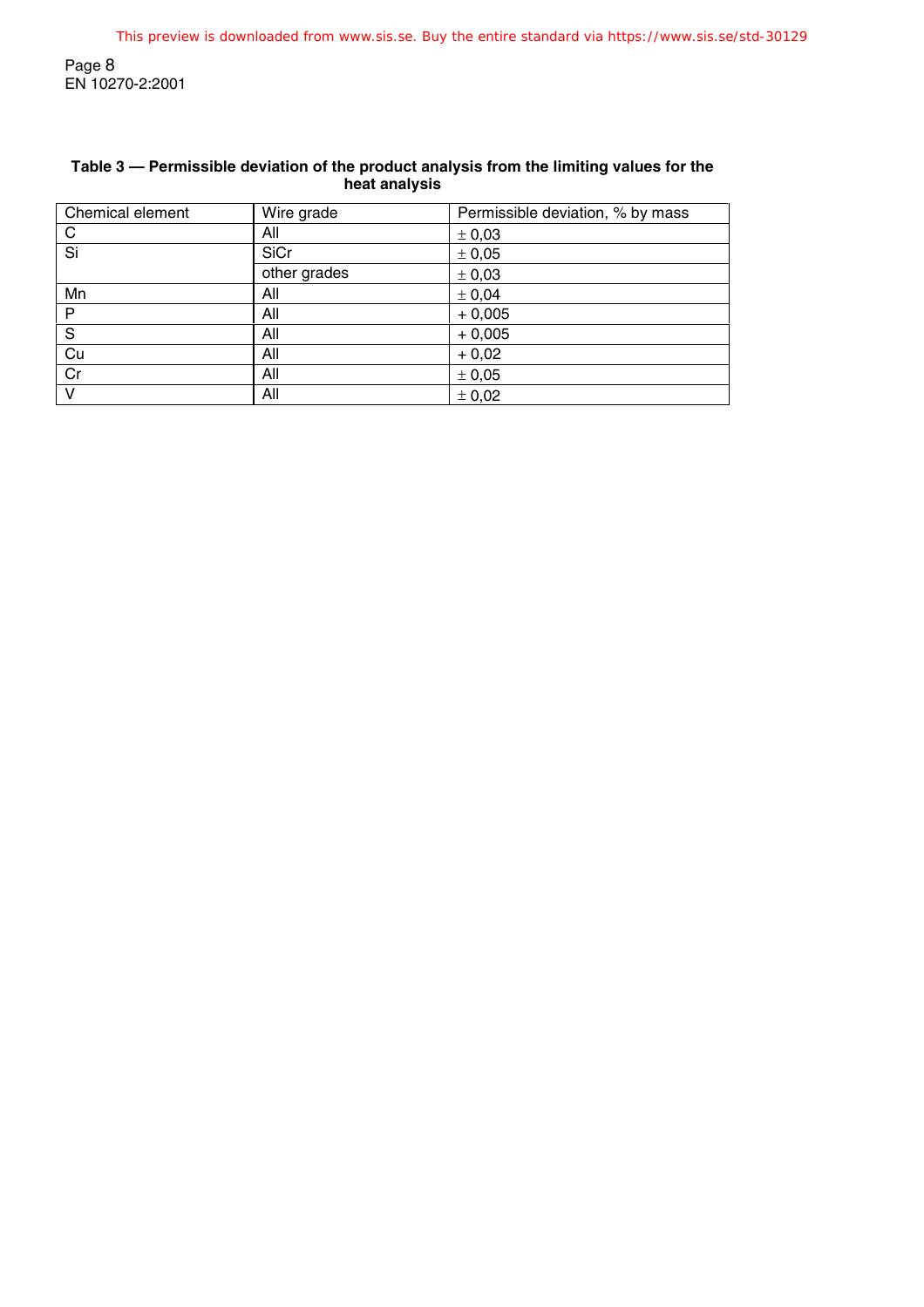**Table 3 — Permissible deviation of the product analysis from the limiting values for the heat analysis**

| Chemical element | Wire grade | Permissible deviation, % by mass |
|---|---|---|
| C | All | ± 0,03 |
| Si | SiCr | ± 0,05 |
| | other grades | ± 0,03 |
| Mn | All | ± 0,04 |
| P | All | + 0,005 |
| S | All | + 0,005 |
| Cu | All | + 0,02 |
| Cr | All | ± 0,05 |
| V | All | ± 0,02 |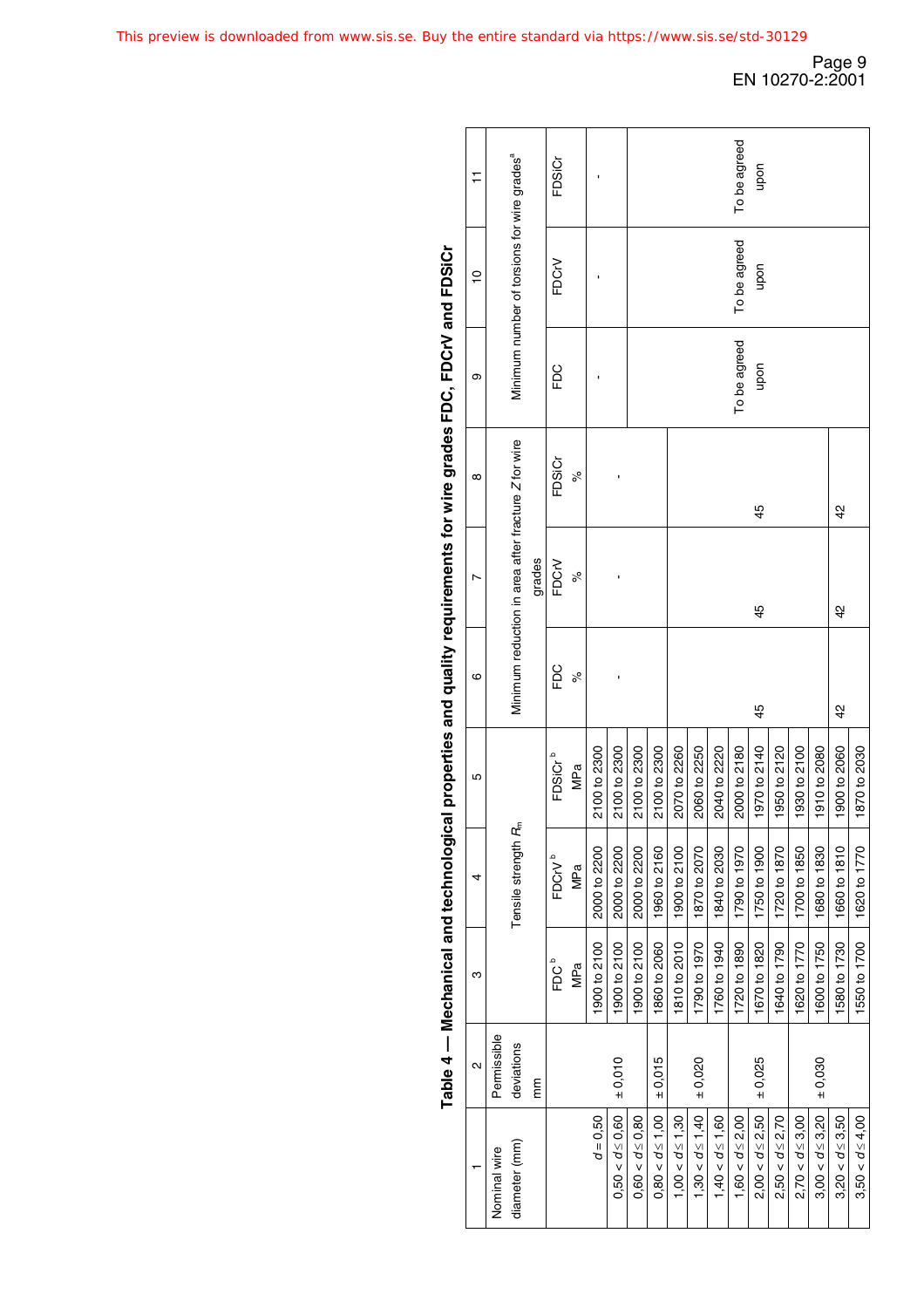**Table 4 — Mechanical and technological properties and quality requirements for wire grades FDC, FDCrV and FDSiCr**

| 1 | 2 | 3 | 4 | 5 | 6 | 7 | 8 | 9 | 10 | 11 |
|---|---|---|---|---|---|---|---|---|---|---|
| Nominal wire diameter (mm) | Permissible deviations mm | Tensile strength $R_m$ | | | Minimum reduction in area after fracture *Z* for wire grades | | | Minimum number of torsions for wire grades[a] | | |
| | | FDC[b] MPa | FDCrV[b] MPa | FDSiCr[b] MPa | FDC % | FDCrV % | FDSiCr % | FDC | FDCrV | FDSiCr |
| $d = 0{,}50$ | ± 0,010 | 1900 to 2100 | 2000 to 2200 | 2100 to 2300 | - | - | - | - | - | - |
| $0{,}50 < d \leq 0{,}60$ | | 1900 to 2100 | 2000 to 2200 | 2100 to 2300 | | | | | | |
| $0{,}60 < d \leq 0{,}80$ | | 1900 to 2100 | 2000 to 2200 | 2100 to 2300 | | | | To be agreed upon | To be agreed upon | To be agreed upon |
| $0{,}80 < d \leq 1{,}00$ | ± 0,015 | 1860 to 2060 | 1960 to 2160 | 2100 to 2300 | | | | | | |
| $1{,}00 < d \leq 1{,}30$ | ± 0,020 | 1810 to 2010 | 1900 to 2100 | 2070 to 2260 | 45 | 45 | 45 | | | |
| $1{,}30 < d \leq 1{,}40$ | | 1790 to 1970 | 1870 to 2070 | 2060 to 2250 | | | | | | |
| $1{,}40 < d \leq 1{,}60$ | | 1760 to 1940 | 1840 to 2030 | 2040 to 2220 | | | | | | |
| $1{,}60 < d \leq 2{,}00$ | ± 0,025 | 1720 to 1890 | 1790 to 1970 | 2000 to 2180 | | | | | | |
| $2{,}00 < d \leq 2{,}50$ | | 1670 to 1820 | 1750 to 1900 | 1970 to 2140 | | | | | | |
| $2{,}50 < d \leq 2{,}70$ | | 1640 to 1790 | 1720 to 1870 | 1950 to 2120 | | | | | | |
| $2{,}70 < d \leq 3{,}00$ | ± 0,030 | 1620 to 1770 | 1700 to 1850 | 1930 to 2100 | | | | | | |
| $3{,}00 < d \leq 3{,}20$ | | 1600 to 1750 | 1680 to 1830 | 1910 to 2080 | | | | | | |
| $3{,}20 < d \leq 3{,}50$ | | 1580 to 1730 | 1660 to 1810 | 1900 to 2060 | 42 | 42 | 42 | | | |
| $3{,}50 < d \leq 4{,}00$ | | 1550 to 1700 | 1620 to 1770 | 1870 to 2030 | | | | | | |